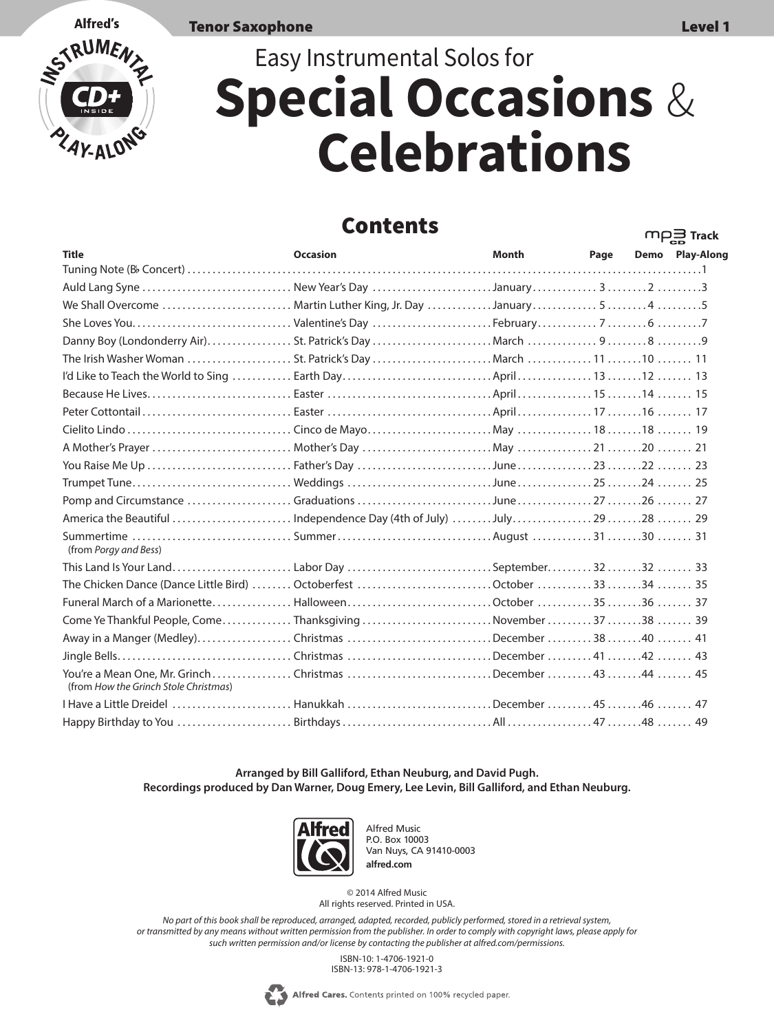Alfred's Instrumental Play-Along CD+

**Tenor Saxophone** **Level 1**

Easy Instrumental Solos for

# Special Occasions & Celebrations

## Contents

| Title | Occasion | Month | Page | MP3 Track Demo | MP3 Track Play-Along |
|---|---|---|---|---|---|
| Tuning Note (B♭ Concert) | | | | | 1 |
| Auld Lang Syne | New Year's Day | January | 3 | 2 | 3 |
| We Shall Overcome | Martin Luther King, Jr. Day | January | 5 | 4 | 5 |
| She Loves You | Valentine's Day | February | 7 | 6 | 7 |
| Danny Boy (Londonderry Air) | St. Patrick's Day | March | 9 | 8 | 9 |
| The Irish Washer Woman | St. Patrick's Day | March | 11 | 10 | 11 |
| I'd Like to Teach the World to Sing | Earth Day | April | 13 | 12 | 13 |
| Because He Lives | Easter | April | 15 | 14 | 15 |
| Peter Cottontail | Easter | April | 17 | 16 | 17 |
| Cielito Lindo | Cinco de Mayo | May | 18 | 18 | 19 |
| A Mother's Prayer | Mother's Day | May | 21 | 20 | 21 |
| You Raise Me Up | Father's Day | June | 23 | 22 | 23 |
| Trumpet Tune | Weddings | June | 25 | 24 | 25 |
| Pomp and Circumstance | Graduations | June | 27 | 26 | 27 |
| America the Beautiful | Independence Day (4th of July) | July | 29 | 28 | 29 |
| Summertime (from *Porgy and Bess*) | Summer | August | 31 | 30 | 31 |
| This Land Is Your Land | Labor Day | September | 32 | 32 | 33 |
| The Chicken Dance (Dance Little Bird) | Octoberfest | October | 33 | 34 | 35 |
| Funeral March of a Marionette | Halloween | October | 35 | 36 | 37 |
| Come Ye Thankful People, Come | Thanksgiving | November | 37 | 38 | 39 |
| Away in a Manger (Medley) | Christmas | December | 38 | 40 | 41 |
| Jingle Bells | Christmas | December | 41 | 42 | 43 |
| You're a Mean One, Mr. Grinch (from *How the Grinch Stole Christmas*) | Christmas | December | 43 | 44 | 45 |
| I Have a Little Dreidel | Hanukkah | December | 45 | 46 | 47 |
| Happy Birthday to You | Birthdays | All | 47 | 48 | 49 |

**Arranged by Bill Galliford, Ethan Neuburg, and David Pugh.**
**Recordings produced by Dan Warner, Doug Emery, Lee Levin, Bill Galliford, and Ethan Neuburg.**

Alfred Music
P.O. Box 10003
Van Nuys, CA 91410-0003
**alfred.com**

© 2014 Alfred Music
All rights reserved. Printed in USA.

*No part of this book shall be reproduced, arranged, adapted, recorded, publicly performed, stored in a retrieval system, or transmitted by any means without written permission from the publisher. In order to comply with copyright laws, please apply for such written permission and/or license by contacting the publisher at alfred.com/permissions.*

ISBN-10: 1-4706-1921-0
ISBN-13: 978-1-4706-1921-3

**Alfred Cares.** Contents printed on 100% recycled paper.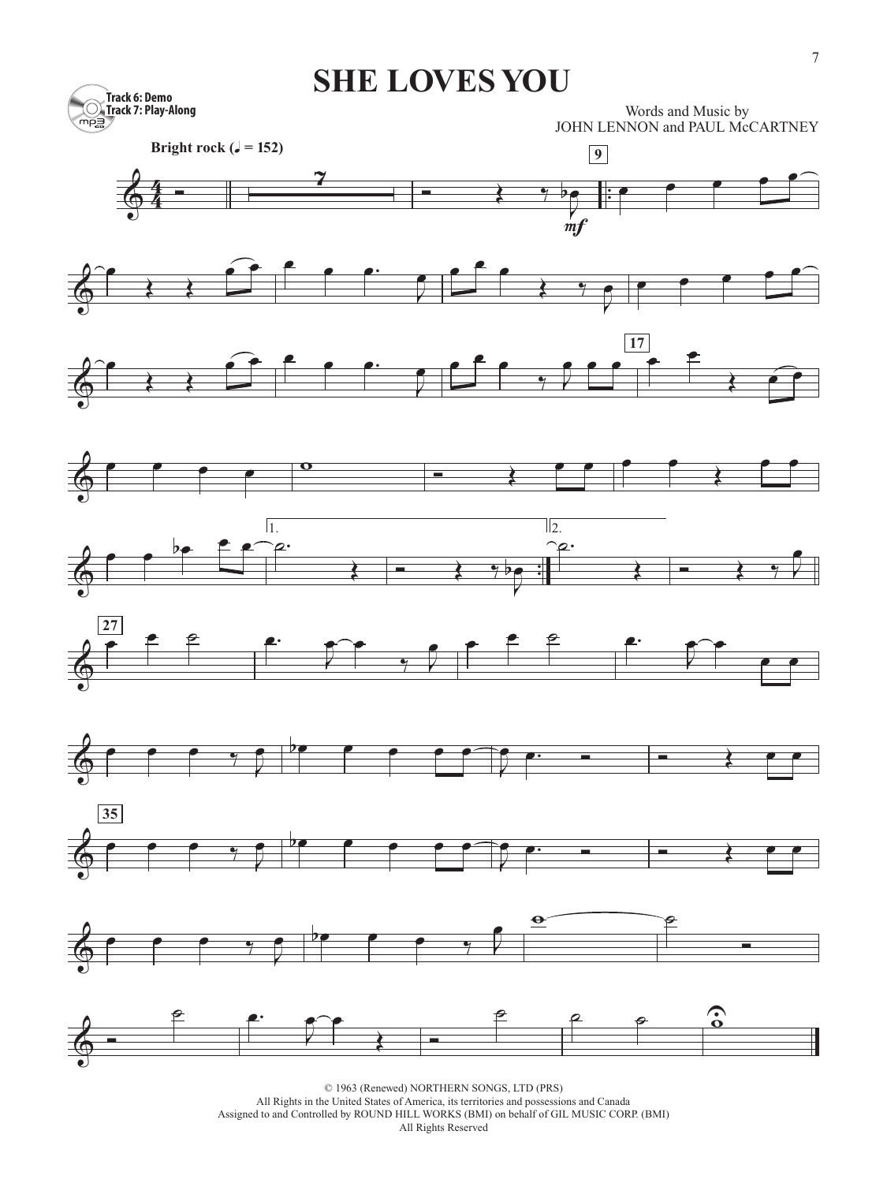# SHE LOVES YOU

Track 6: Demo
Track 7: Play-Along

Words and Music by
JOHN LENNON and PAUL McCARTNEY

Bright rock (♩ = 152)

© 1963 (Renewed) NORTHERN SONGS, LTD (PRS)
All Rights in the United States of America, its territories and possessions and Canada
Assigned to and Controlled by ROUND HILL WORKS (BMI) on behalf of GIL MUSIC CORP. (BMI)
All Rights Reserved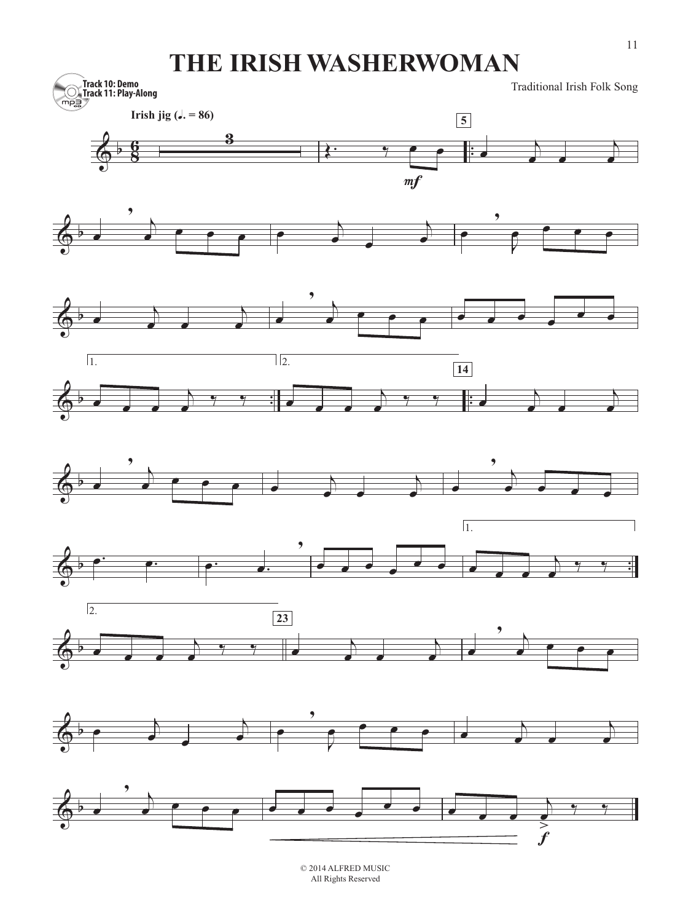# THE IRISH WASHERWOMAN

Track 10: Demo
Track 11: Play-Along

Traditional Irish Folk Song

Irish jig (♩. = 86)

© 2014 ALFRED MUSIC
All Rights Reserved